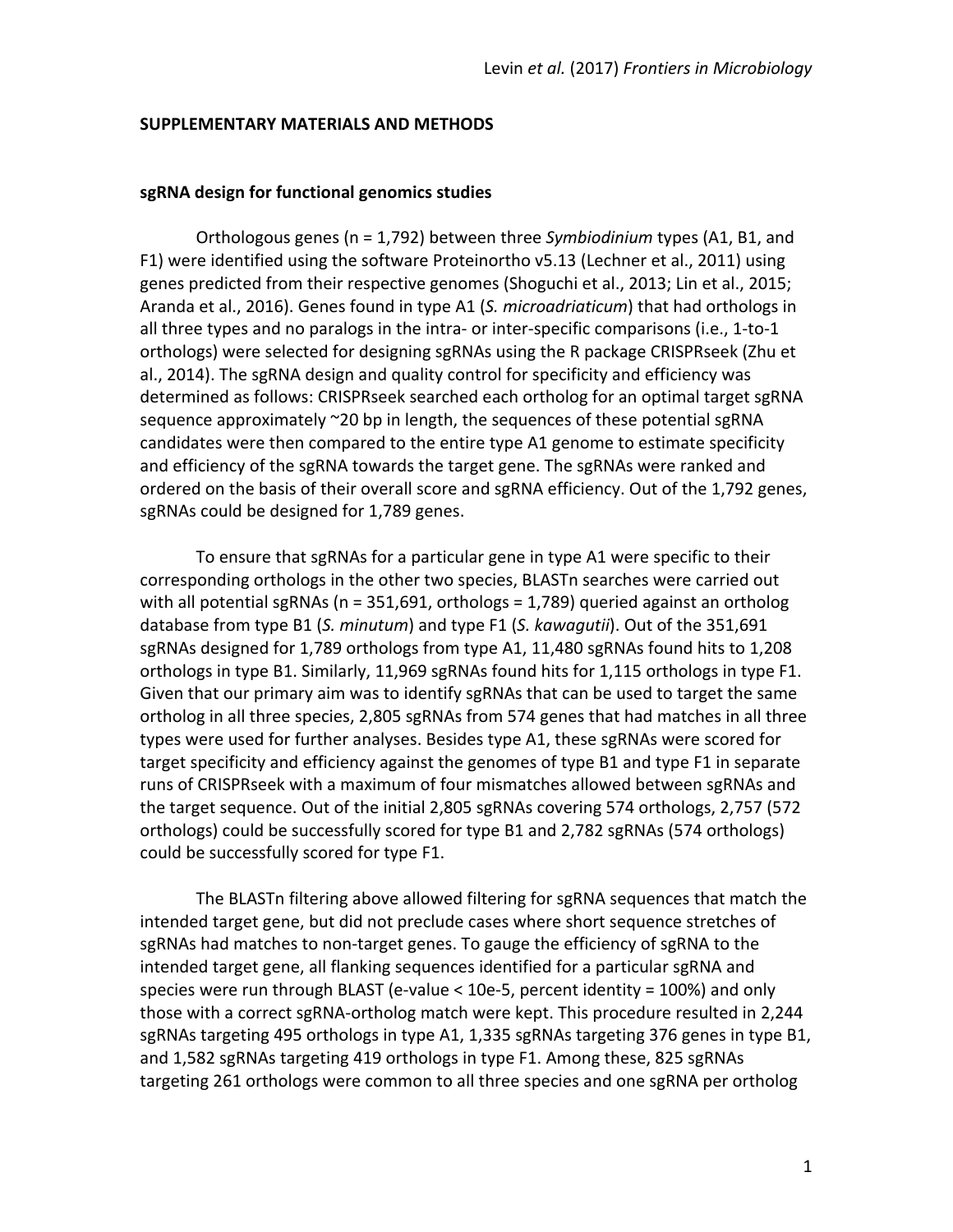## SUPPLEMENTARY MATERIALS AND METHODS

### sgRNA design for functional genomics studies

Orthologous genes (n = 1,792) between three *Symbiodinium* types (A1, B1, and F1) were identified using the software Proteinortho v5.13 (Lechner et al., 2011) using genes predicted from their respective genomes (Shoguchi et al., 2013; Lin et al., 2015; Aranda et al., 2016). Genes found in type A1 (*S. microadriaticum*) that had orthologs in all three types and no paralogs in the intra- or inter-specific comparisons (i.e., 1-to-1 orthologs) were selected for designing sgRNAs using the R package CRISPRseek (Zhu et al., 2014). The sgRNA design and quality control for specificity and efficiency was determined as follows: CRISPRseek searched each ortholog for an optimal target sgRNA sequence approximately ~20 bp in length, the sequences of these potential sgRNA candidates were then compared to the entire type A1 genome to estimate specificity and efficiency of the sgRNA towards the target gene. The sgRNAs were ranked and ordered on the basis of their overall score and sgRNA efficiency. Out of the 1,792 genes, sgRNAs could be designed for 1,789 genes.

To ensure that sgRNAs for a particular gene in type A1 were specific to their corresponding orthologs in the other two species, BLASTn searches were carried out with all potential sgRNAs (n = 351,691, orthologs = 1,789) queried against an ortholog database from type B1 (*S. minutum*) and type F1 (*S. kawagutii*). Out of the 351,691 sgRNAs designed for 1,789 orthologs from type A1, 11,480 sgRNAs found hits to 1,208 orthologs in type B1. Similarly, 11,969 sgRNAs found hits for 1,115 orthologs in type F1. Given that our primary aim was to identify sgRNAs that can be used to target the same ortholog in all three species, 2,805 sgRNAs from 574 genes that had matches in all three types were used for further analyses. Besides type A1, these sgRNAs were scored for target specificity and efficiency against the genomes of type B1 and type F1 in separate runs of CRISPRseek with a maximum of four mismatches allowed between sgRNAs and the target sequence. Out of the initial 2,805 sgRNAs covering 574 orthologs, 2,757 (572 orthologs) could be successfully scored for type B1 and 2,782 sgRNAs (574 orthologs) could be successfully scored for type F1.

The BLASTn filtering above allowed filtering for sgRNA sequences that match the intended target gene, but did not preclude cases where short sequence stretches of sgRNAs had matches to non-target genes. To gauge the efficiency of sgRNA to the intended target gene, all flanking sequences identified for a particular sgRNA and species were run through BLAST (e-value < 10e-5, percent identity = 100%) and only those with a correct sgRNA-ortholog match were kept. This procedure resulted in 2,244 sgRNAs targeting 495 orthologs in type A1, 1,335 sgRNAs targeting 376 genes in type B1, and 1,582 sgRNAs targeting 419 orthologs in type F1. Among these, 825 sgRNAs targeting 261 orthologs were common to all three species and one sgRNA per ortholog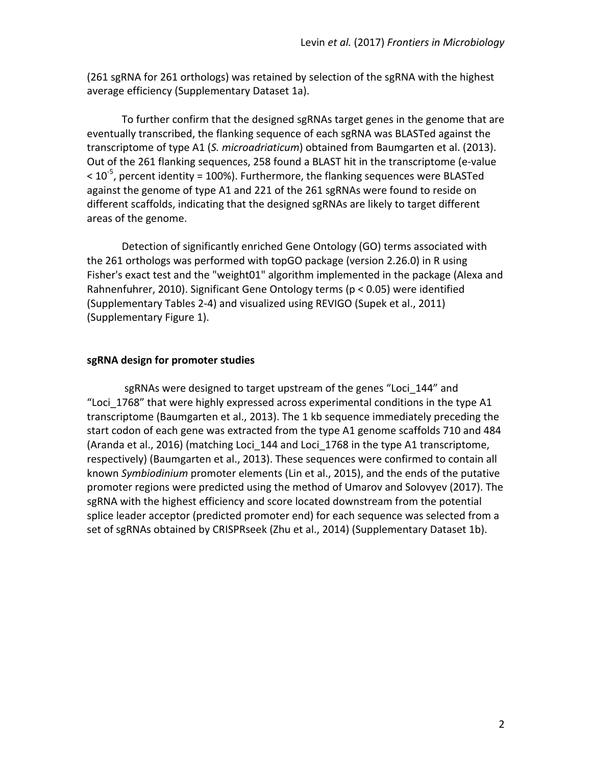(261 sgRNA for 261 orthologs) was retained by selection of the sgRNA with the highest average efficiency (Supplementary Dataset 1a).

To further confirm that the designed sgRNAs target genes in the genome that are eventually transcribed, the flanking sequence of each sgRNA was BLASTed against the transcriptome of type A1 (*S. microadriaticum*) obtained from Baumgarten et al. (2013). Out of the 261 flanking sequences, 258 found a BLAST hit in the transcriptome (e-value $< 10^{-5}$, percent identity = 100%). Furthermore, the flanking sequences were BLASTed against the genome of type A1 and 221 of the 261 sgRNAs were found to reside on different scaffolds, indicating that the designed sgRNAs are likely to target different areas of the genome.

Detection of significantly enriched Gene Ontology (GO) terms associated with the 261 orthologs was performed with topGO package (version 2.26.0) in R using Fisher's exact test and the "weight01" algorithm implemented in the package (Alexa and Rahnenfuhrer, 2010). Significant Gene Ontology terms ($p < 0.05$) were identified (Supplementary Tables 2-4) and visualized using REVIGO (Supek et al., 2011) (Supplementary Figure 1).

**sgRNA design for promoter studies**

sgRNAs were designed to target upstream of the genes "Loci_144" and "Loci_1768" that were highly expressed across experimental conditions in the type A1 transcriptome (Baumgarten et al., 2013). The 1 kb sequence immediately preceding the start codon of each gene was extracted from the type A1 genome scaffolds 710 and 484 (Aranda et al., 2016) (matching Loci_144 and Loci_1768 in the type A1 transcriptome, respectively) (Baumgarten et al., 2013). These sequences were confirmed to contain all known *Symbiodinium* promoter elements (Lin et al., 2015), and the ends of the putative promoter regions were predicted using the method of Umarov and Solovyev (2017). The sgRNA with the highest efficiency and score located downstream from the potential splice leader acceptor (predicted promoter end) for each sequence was selected from a set of sgRNAs obtained by CRISPRseek (Zhu et al., 2014) (Supplementary Dataset 1b).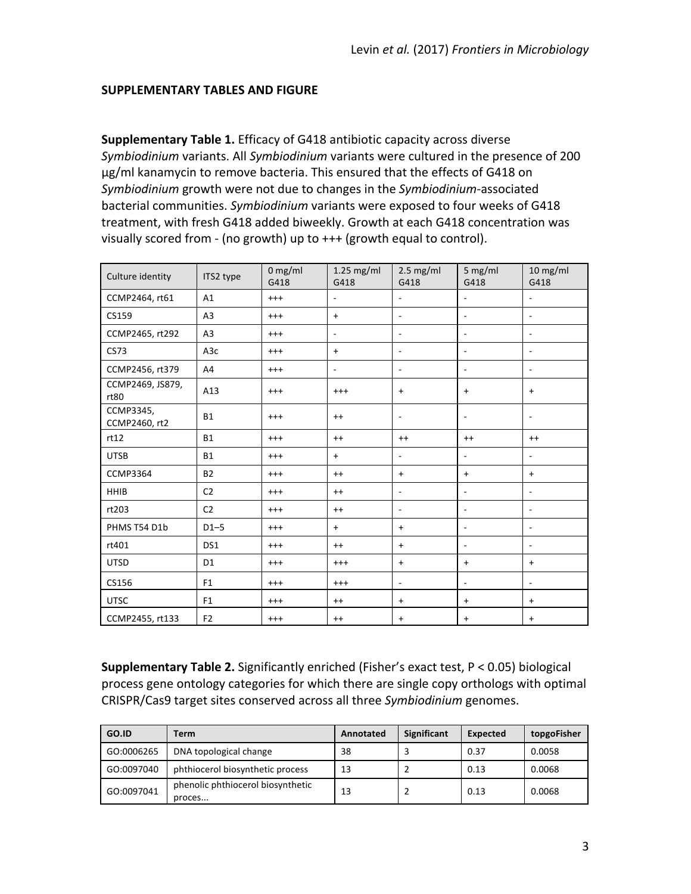## SUPPLEMENTARY TABLES AND FIGURE

**Supplementary Table 1.** Efficacy of G418 antibiotic capacity across diverse *Symbiodinium* variants. All *Symbiodinium* variants were cultured in the presence of 200 µg/ml kanamycin to remove bacteria. This ensured that the effects of G418 on *Symbiodinium* growth were not due to changes in the *Symbiodinium*-associated bacterial communities. *Symbiodinium* variants were exposed to four weeks of G418 treatment, with fresh G418 added biweekly. Growth at each G418 concentration was visually scored from - (no growth) up to +++ (growth equal to control).

| Culture identity | ITS2 type | 0 mg/ml G418 | 1.25 mg/ml G418 | 2.5 mg/ml G418 | 5 mg/ml G418 | 10 mg/ml G418 |
|---|---|---|---|---|---|---|
| CCMP2464, rt61 | A1 | +++ | - | - | - | - |
| CS159 | A3 | +++ | + | - | - | - |
| CCMP2465, rt292 | A3 | +++ | - | - | - | - |
| CS73 | A3c | +++ | + | - | - | - |
| CCMP2456, rt379 | A4 | +++ | - | - | - | - |
| CCMP2469, JS879, rt80 | A13 | +++ | +++ | + | + | + |
| CCMP3345, CCMP2460, rt2 | B1 | +++ | ++ | - | - | - |
| rt12 | B1 | +++ | ++ | ++ | ++ | ++ |
| UTSB | B1 | +++ | + | - | - | - |
| CCMP3364 | B2 | +++ | ++ | + | + | + |
| HHIB | C2 | +++ | ++ | - | - | - |
| rt203 | C2 | +++ | ++ | - | - | - |
| PHMS T54 D1b | D1–5 | +++ | + | + | - | - |
| rt401 | DS1 | +++ | ++ | + | - | - |
| UTSD | D1 | +++ | +++ | + | + | + |
| CS156 | F1 | +++ | +++ | - | - | - |
| UTSC | F1 | +++ | ++ | + | + | + |
| CCMP2455, rt133 | F2 | +++ | ++ | + | + | + |

**Supplementary Table 2.** Significantly enriched (Fisher's exact test, $P < 0.05$) biological process gene ontology categories for which there are single copy orthologs with optimal CRISPR/Cas9 target sites conserved across all three *Symbiodinium* genomes.

| GO.ID | Term | Annotated | Significant | Expected | topgoFisher |
|---|---|---|---|---|---|
| GO:0006265 | DNA topological change | 38 | 3 | 0.37 | 0.0058 |
| GO:0097040 | phthiocerol biosynthetic process | 13 | 2 | 0.13 | 0.0068 |
| GO:0097041 | phenolic phthiocerol biosynthetic proces... | 13 | 2 | 0.13 | 0.0068 |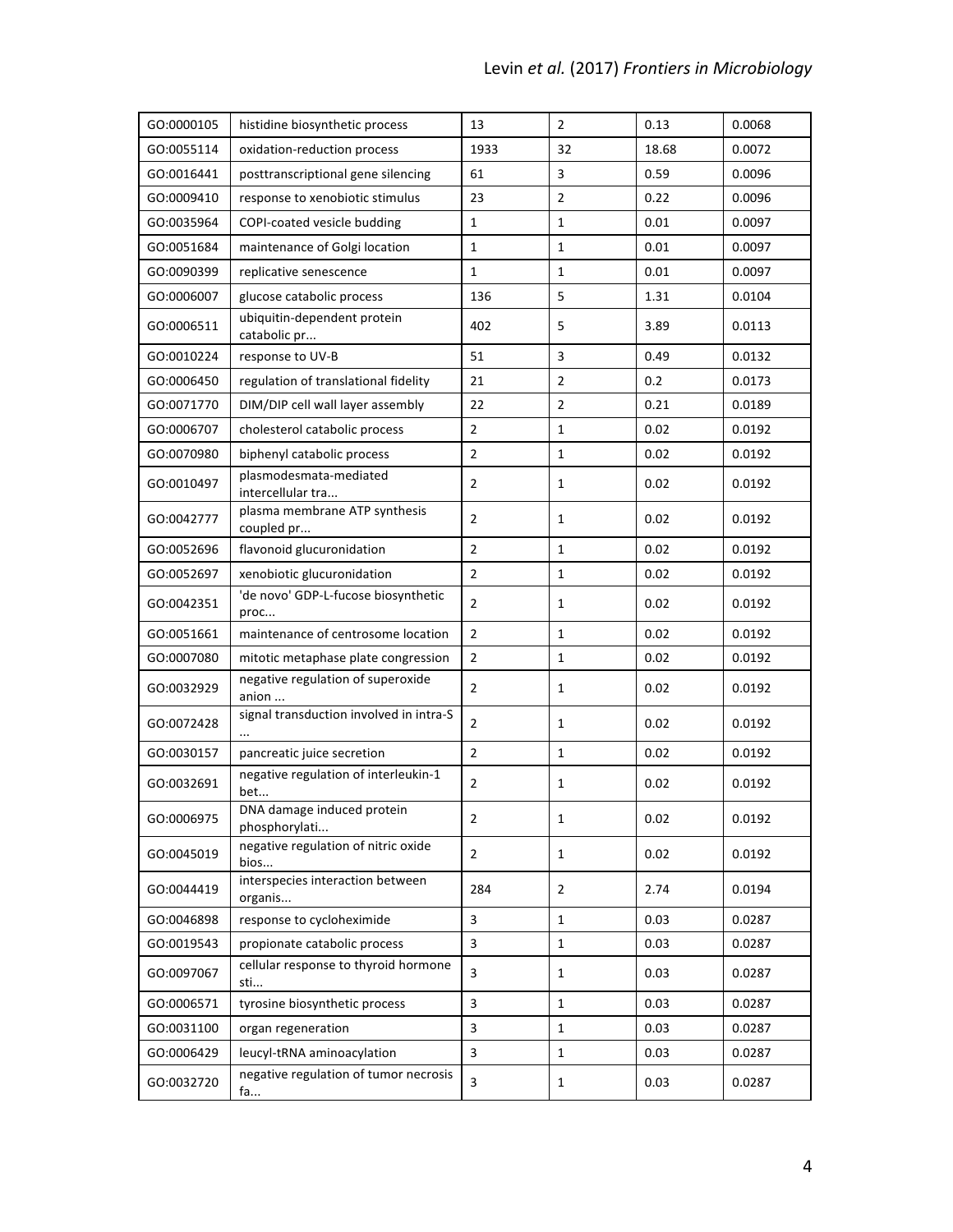| | | | | | |
|---|---|---|---|---|---|
| GO:0000105 | histidine biosynthetic process | 13 | 2 | 0.13 | 0.0068 |
| GO:0055114 | oxidation-reduction process | 1933 | 32 | 18.68 | 0.0072 |
| GO:0016441 | posttranscriptional gene silencing | 61 | 3 | 0.59 | 0.0096 |
| GO:0009410 | response to xenobiotic stimulus | 23 | 2 | 0.22 | 0.0096 |
| GO:0035964 | COPI-coated vesicle budding | 1 | 1 | 0.01 | 0.0097 |
| GO:0051684 | maintenance of Golgi location | 1 | 1 | 0.01 | 0.0097 |
| GO:0090399 | replicative senescence | 1 | 1 | 0.01 | 0.0097 |
| GO:0006007 | glucose catabolic process | 136 | 5 | 1.31 | 0.0104 |
| GO:0006511 | ubiquitin-dependent protein catabolic pr... | 402 | 5 | 3.89 | 0.0113 |
| GO:0010224 | response to UV-B | 51 | 3 | 0.49 | 0.0132 |
| GO:0006450 | regulation of translational fidelity | 21 | 2 | 0.2 | 0.0173 |
| GO:0071770 | DIM/DIP cell wall layer assembly | 22 | 2 | 0.21 | 0.0189 |
| GO:0006707 | cholesterol catabolic process | 2 | 1 | 0.02 | 0.0192 |
| GO:0070980 | biphenyl catabolic process | 2 | 1 | 0.02 | 0.0192 |
| GO:0010497 | plasmodesmata-mediated intercellular tra... | 2 | 1 | 0.02 | 0.0192 |
| GO:0042777 | plasma membrane ATP synthesis coupled pr... | 2 | 1 | 0.02 | 0.0192 |
| GO:0052696 | flavonoid glucuronidation | 2 | 1 | 0.02 | 0.0192 |
| GO:0052697 | xenobiotic glucuronidation | 2 | 1 | 0.02 | 0.0192 |
| GO:0042351 | 'de novo' GDP-L-fucose biosynthetic proc... | 2 | 1 | 0.02 | 0.0192 |
| GO:0051661 | maintenance of centrosome location | 2 | 1 | 0.02 | 0.0192 |
| GO:0007080 | mitotic metaphase plate congression | 2 | 1 | 0.02 | 0.0192 |
| GO:0032929 | negative regulation of superoxide anion ... | 2 | 1 | 0.02 | 0.0192 |
| GO:0072428 | signal transduction involved in intra-S ... | 2 | 1 | 0.02 | 0.0192 |
| GO:0030157 | pancreatic juice secretion | 2 | 1 | 0.02 | 0.0192 |
| GO:0032691 | negative regulation of interleukin-1 bet... | 2 | 1 | 0.02 | 0.0192 |
| GO:0006975 | DNA damage induced protein phosphorylati... | 2 | 1 | 0.02 | 0.0192 |
| GO:0045019 | negative regulation of nitric oxide bios... | 2 | 1 | 0.02 | 0.0192 |
| GO:0044419 | interspecies interaction between organis... | 284 | 2 | 2.74 | 0.0194 |
| GO:0046898 | response to cycloheximide | 3 | 1 | 0.03 | 0.0287 |
| GO:0019543 | propionate catabolic process | 3 | 1 | 0.03 | 0.0287 |
| GO:0097067 | cellular response to thyroid hormone sti... | 3 | 1 | 0.03 | 0.0287 |
| GO:0006571 | tyrosine biosynthetic process | 3 | 1 | 0.03 | 0.0287 |
| GO:0031100 | organ regeneration | 3 | 1 | 0.03 | 0.0287 |
| GO:0006429 | leucyl-tRNA aminoacylation | 3 | 1 | 0.03 | 0.0287 |
| GO:0032720 | negative regulation of tumor necrosis fa... | 3 | 1 | 0.03 | 0.0287 |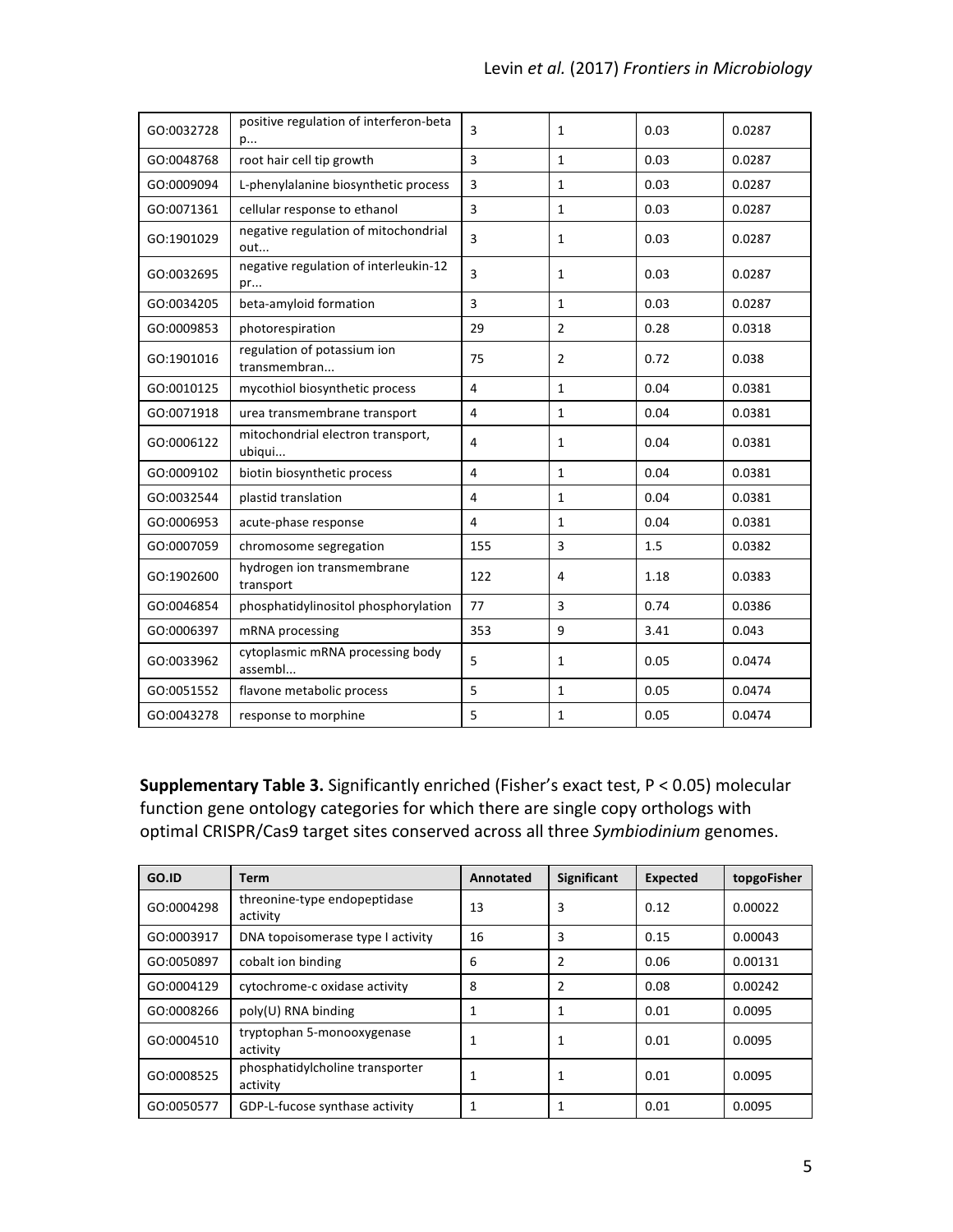| | | | | | |
|---|---|---|---|---|---|
| GO:0032728 | positive regulation of interferon-beta p... | 3 | 1 | 0.03 | 0.0287 |
| GO:0048768 | root hair cell tip growth | 3 | 1 | 0.03 | 0.0287 |
| GO:0009094 | L-phenylalanine biosynthetic process | 3 | 1 | 0.03 | 0.0287 |
| GO:0071361 | cellular response to ethanol | 3 | 1 | 0.03 | 0.0287 |
| GO:1901029 | negative regulation of mitochondrial out... | 3 | 1 | 0.03 | 0.0287 |
| GO:0032695 | negative regulation of interleukin-12 pr... | 3 | 1 | 0.03 | 0.0287 |
| GO:0034205 | beta-amyloid formation | 3 | 1 | 0.03 | 0.0287 |
| GO:0009853 | photorespiration | 29 | 2 | 0.28 | 0.0318 |
| GO:1901016 | regulation of potassium ion transmembran... | 75 | 2 | 0.72 | 0.038 |
| GO:0010125 | mycothiol biosynthetic process | 4 | 1 | 0.04 | 0.0381 |
| GO:0071918 | urea transmembrane transport | 4 | 1 | 0.04 | 0.0381 |
| GO:0006122 | mitochondrial electron transport, ubiqui... | 4 | 1 | 0.04 | 0.0381 |
| GO:0009102 | biotin biosynthetic process | 4 | 1 | 0.04 | 0.0381 |
| GO:0032544 | plastid translation | 4 | 1 | 0.04 | 0.0381 |
| GO:0006953 | acute-phase response | 4 | 1 | 0.04 | 0.0381 |
| GO:0007059 | chromosome segregation | 155 | 3 | 1.5 | 0.0382 |
| GO:1902600 | hydrogen ion transmembrane transport | 122 | 4 | 1.18 | 0.0383 |
| GO:0046854 | phosphatidylinositol phosphorylation | 77 | 3 | 0.74 | 0.0386 |
| GO:0006397 | mRNA processing | 353 | 9 | 3.41 | 0.043 |
| GO:0033962 | cytoplasmic mRNA processing body assembl... | 5 | 1 | 0.05 | 0.0474 |
| GO:0051552 | flavone metabolic process | 5 | 1 | 0.05 | 0.0474 |
| GO:0043278 | response to morphine | 5 | 1 | 0.05 | 0.0474 |

**Supplementary Table 3.** Significantly enriched (Fisher's exact test, $P < 0.05$) molecular function gene ontology categories for which there are single copy orthologs with optimal CRISPR/Cas9 target sites conserved across all three *Symbiodinium* genomes.

| GO.ID | Term | Annotated | Significant | Expected | topgoFisher |
|---|---|---|---|---|---|
| GO:0004298 | threonine-type endopeptidase activity | 13 | 3 | 0.12 | 0.00022 |
| GO:0003917 | DNA topoisomerase type I activity | 16 | 3 | 0.15 | 0.00043 |
| GO:0050897 | cobalt ion binding | 6 | 2 | 0.06 | 0.00131 |
| GO:0004129 | cytochrome-c oxidase activity | 8 | 2 | 0.08 | 0.00242 |
| GO:0008266 | poly(U) RNA binding | 1 | 1 | 0.01 | 0.0095 |
| GO:0004510 | tryptophan 5-monooxygenase activity | 1 | 1 | 0.01 | 0.0095 |
| GO:0008525 | phosphatidylcholine transporter activity | 1 | 1 | 0.01 | 0.0095 |
| GO:0050577 | GDP-L-fucose synthase activity | 1 | 1 | 0.01 | 0.0095 |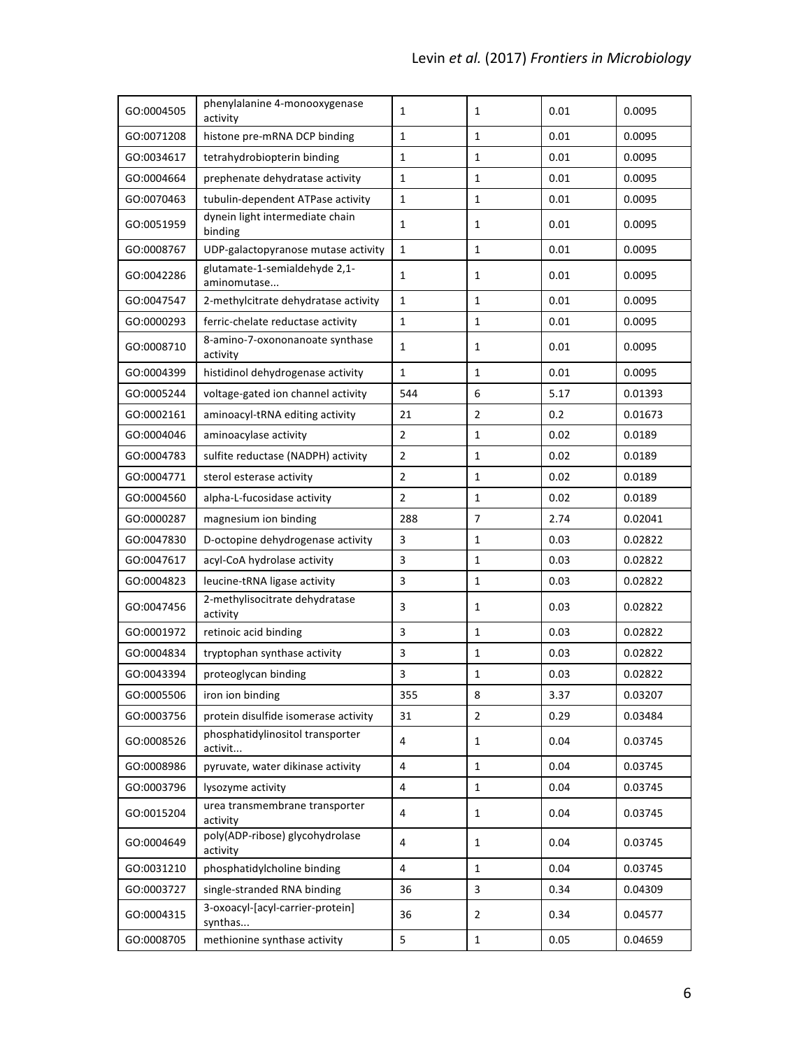| GO:0004505 | phenylalanine 4-monooxygenase activity | 1 | 1 | 0.01 | 0.0095 |
|---|---|---|---|---|---|
| GO:0071208 | histone pre-mRNA DCP binding | 1 | 1 | 0.01 | 0.0095 |
| GO:0034617 | tetrahydrobiopterin binding | 1 | 1 | 0.01 | 0.0095 |
| GO:0004664 | prephenate dehydratase activity | 1 | 1 | 0.01 | 0.0095 |
| GO:0070463 | tubulin-dependent ATPase activity | 1 | 1 | 0.01 | 0.0095 |
| GO:0051959 | dynein light intermediate chain binding | 1 | 1 | 0.01 | 0.0095 |
| GO:0008767 | UDP-galactopyranose mutase activity | 1 | 1 | 0.01 | 0.0095 |
| GO:0042286 | glutamate-1-semialdehyde 2,1-aminomutase... | 1 | 1 | 0.01 | 0.0095 |
| GO:0047547 | 2-methylcitrate dehydratase activity | 1 | 1 | 0.01 | 0.0095 |
| GO:0000293 | ferric-chelate reductase activity | 1 | 1 | 0.01 | 0.0095 |
| GO:0008710 | 8-amino-7-oxononanoate synthase activity | 1 | 1 | 0.01 | 0.0095 |
| GO:0004399 | histidinol dehydrogenase activity | 1 | 1 | 0.01 | 0.0095 |
| GO:0005244 | voltage-gated ion channel activity | 544 | 6 | 5.17 | 0.01393 |
| GO:0002161 | aminoacyl-tRNA editing activity | 21 | 2 | 0.2 | 0.01673 |
| GO:0004046 | aminoacylase activity | 2 | 1 | 0.02 | 0.0189 |
| GO:0004783 | sulfite reductase (NADPH) activity | 2 | 1 | 0.02 | 0.0189 |
| GO:0004771 | sterol esterase activity | 2 | 1 | 0.02 | 0.0189 |
| GO:0004560 | alpha-L-fucosidase activity | 2 | 1 | 0.02 | 0.0189 |
| GO:0000287 | magnesium ion binding | 288 | 7 | 2.74 | 0.02041 |
| GO:0047830 | D-octopine dehydrogenase activity | 3 | 1 | 0.03 | 0.02822 |
| GO:0047617 | acyl-CoA hydrolase activity | 3 | 1 | 0.03 | 0.02822 |
| GO:0004823 | leucine-tRNA ligase activity | 3 | 1 | 0.03 | 0.02822 |
| GO:0047456 | 2-methylisocitrate dehydratase activity | 3 | 1 | 0.03 | 0.02822 |
| GO:0001972 | retinoic acid binding | 3 | 1 | 0.03 | 0.02822 |
| GO:0004834 | tryptophan synthase activity | 3 | 1 | 0.03 | 0.02822 |
| GO:0043394 | proteoglycan binding | 3 | 1 | 0.03 | 0.02822 |
| GO:0005506 | iron ion binding | 355 | 8 | 3.37 | 0.03207 |
| GO:0003756 | protein disulfide isomerase activity | 31 | 2 | 0.29 | 0.03484 |
| GO:0008526 | phosphatidylinositol transporter activit... | 4 | 1 | 0.04 | 0.03745 |
| GO:0008986 | pyruvate, water dikinase activity | 4 | 1 | 0.04 | 0.03745 |
| GO:0003796 | lysozyme activity | 4 | 1 | 0.04 | 0.03745 |
| GO:0015204 | urea transmembrane transporter activity | 4 | 1 | 0.04 | 0.03745 |
| GO:0004649 | poly(ADP-ribose) glycohydrolase activity | 4 | 1 | 0.04 | 0.03745 |
| GO:0031210 | phosphatidylcholine binding | 4 | 1 | 0.04 | 0.03745 |
| GO:0003727 | single-stranded RNA binding | 36 | 3 | 0.34 | 0.04309 |
| GO:0004315 | 3-oxoacyl-[acyl-carrier-protein] synthas... | 36 | 2 | 0.34 | 0.04577 |
| GO:0008705 | methionine synthase activity | 5 | 1 | 0.05 | 0.04659 |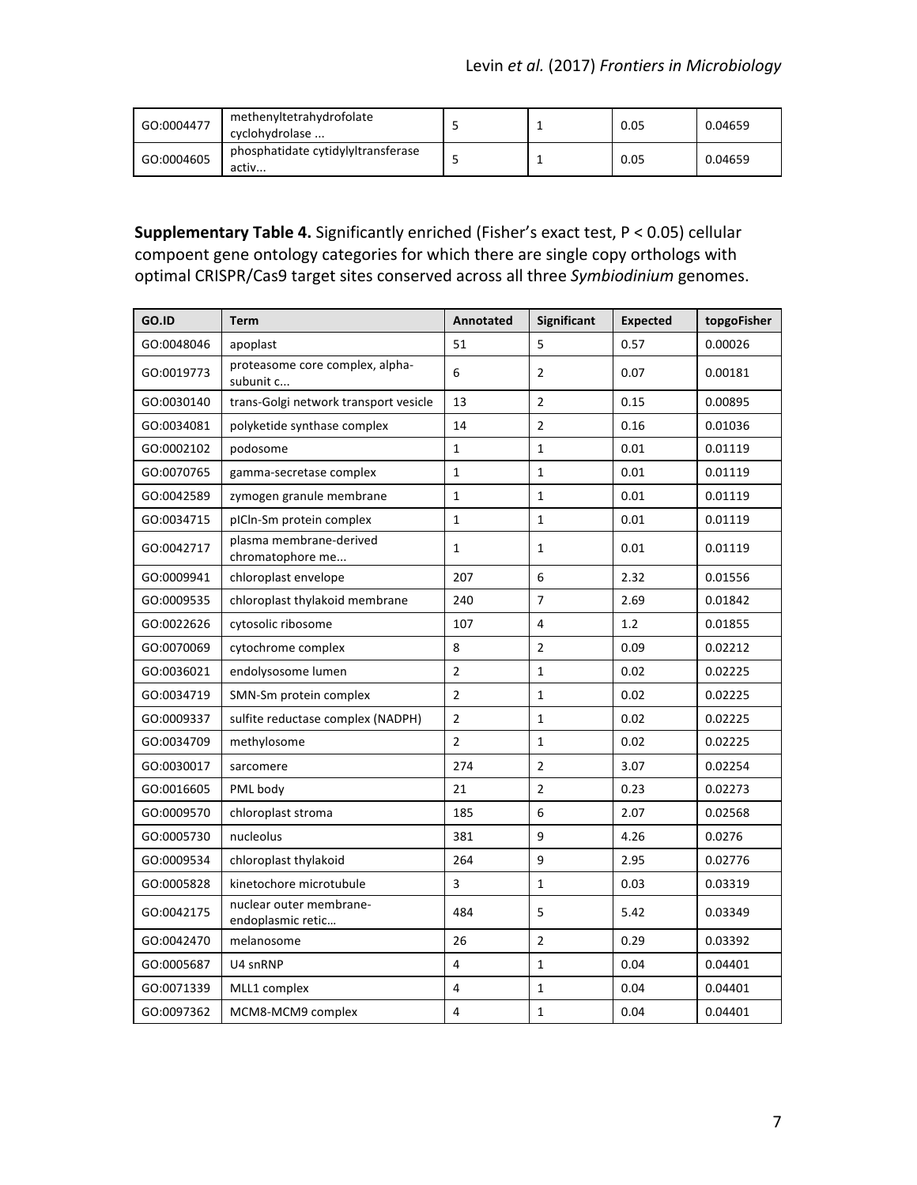| GO:0004477 | methenyltetrahydrofolate cyclohydrolase ... | 5 | 1 | 0.05 | 0.04659 |
|---|---|---|---|---|---|
| GO:0004605 | phosphatidate cytidylyltransferase activ... | 5 | 1 | 0.05 | 0.04659 |

**Supplementary Table 4.** Significantly enriched (Fisher's exact test, P < 0.05) cellular compoent gene ontology categories for which there are single copy orthologs with optimal CRISPR/Cas9 target sites conserved across all three *Symbiodinium* genomes.

| GO.ID | Term | Annotated | Significant | Expected | topgoFisher |
|---|---|---|---|---|---|
| GO:0048046 | apoplast | 51 | 5 | 0.57 | 0.00026 |
| GO:0019773 | proteasome core complex, alpha-subunit c... | 6 | 2 | 0.07 | 0.00181 |
| GO:0030140 | trans-Golgi network transport vesicle | 13 | 2 | 0.15 | 0.00895 |
| GO:0034081 | polyketide synthase complex | 14 | 2 | 0.16 | 0.01036 |
| GO:0002102 | podosome | 1 | 1 | 0.01 | 0.01119 |
| GO:0070765 | gamma-secretase complex | 1 | 1 | 0.01 | 0.01119 |
| GO:0042589 | zymogen granule membrane | 1 | 1 | 0.01 | 0.01119 |
| GO:0034715 | pICln-Sm protein complex | 1 | 1 | 0.01 | 0.01119 |
| GO:0042717 | plasma membrane-derived chromatophore me... | 1 | 1 | 0.01 | 0.01119 |
| GO:0009941 | chloroplast envelope | 207 | 6 | 2.32 | 0.01556 |
| GO:0009535 | chloroplast thylakoid membrane | 240 | 7 | 2.69 | 0.01842 |
| GO:0022626 | cytosolic ribosome | 107 | 4 | 1.2 | 0.01855 |
| GO:0070069 | cytochrome complex | 8 | 2 | 0.09 | 0.02212 |
| GO:0036021 | endolysosome lumen | 2 | 1 | 0.02 | 0.02225 |
| GO:0034719 | SMN-Sm protein complex | 2 | 1 | 0.02 | 0.02225 |
| GO:0009337 | sulfite reductase complex (NADPH) | 2 | 1 | 0.02 | 0.02225 |
| GO:0034709 | methylosome | 2 | 1 | 0.02 | 0.02225 |
| GO:0030017 | sarcomere | 274 | 2 | 3.07 | 0.02254 |
| GO:0016605 | PML body | 21 | 2 | 0.23 | 0.02273 |
| GO:0009570 | chloroplast stroma | 185 | 6 | 2.07 | 0.02568 |
| GO:0005730 | nucleolus | 381 | 9 | 4.26 | 0.0276 |
| GO:0009534 | chloroplast thylakoid | 264 | 9 | 2.95 | 0.02776 |
| GO:0005828 | kinetochore microtubule | 3 | 1 | 0.03 | 0.03319 |
| GO:0042175 | nuclear outer membrane-endoplasmic retic… | 484 | 5 | 5.42 | 0.03349 |
| GO:0042470 | melanosome | 26 | 2 | 0.29 | 0.03392 |
| GO:0005687 | U4 snRNP | 4 | 1 | 0.04 | 0.04401 |
| GO:0071339 | MLL1 complex | 4 | 1 | 0.04 | 0.04401 |
| GO:0097362 | MCM8-MCM9 complex | 4 | 1 | 0.04 | 0.04401 |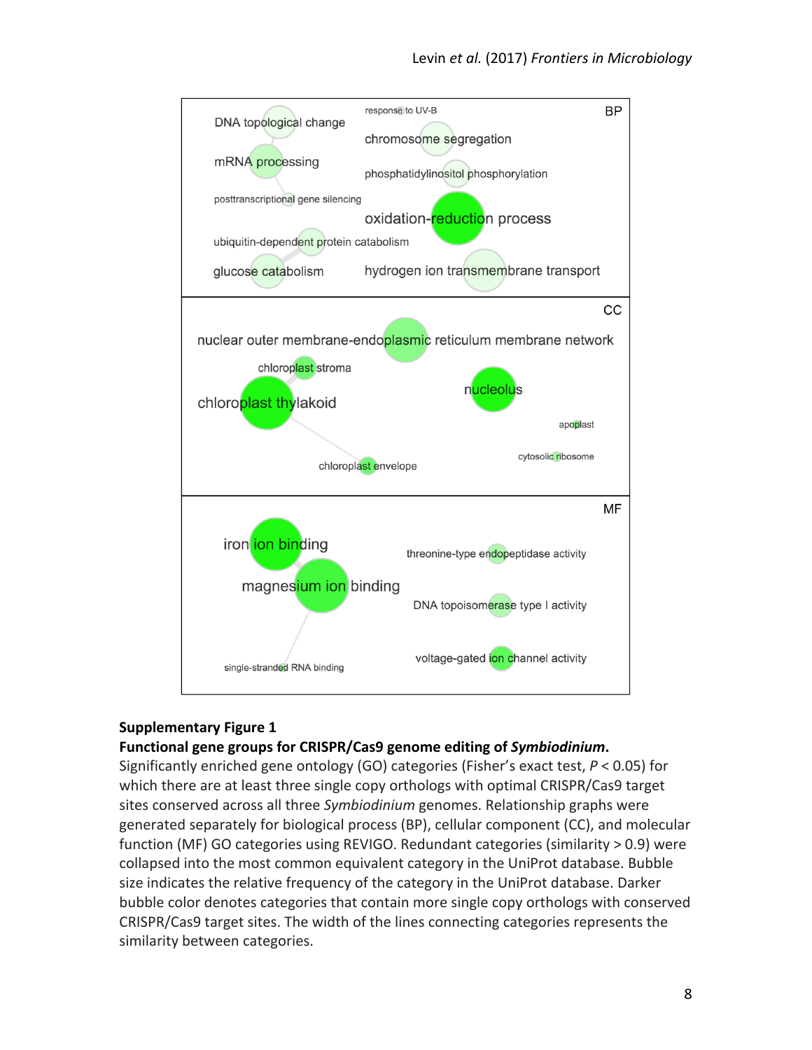**Supplementary Figure 1**

**Functional gene groups for CRISPR/Cas9 genome editing of *Symbiodinium*.**

Significantly enriched gene ontology (GO) categories (Fisher's exact test, $P < 0.05$) for which there are at least three single copy orthologs with optimal CRISPR/Cas9 target sites conserved across all three *Symbiodinium* genomes. Relationship graphs were generated separately for biological process (BP), cellular component (CC), and molecular function (MF) GO categories using REVIGO. Redundant categories (similarity > 0.9) were collapsed into the most common equivalent category in the UniProt database. Bubble size indicates the relative frequency of the category in the UniProt database. Darker bubble color denotes categories that contain more single copy orthologs with conserved CRISPR/Cas9 target sites. The width of the lines connecting categories represents the similarity between categories.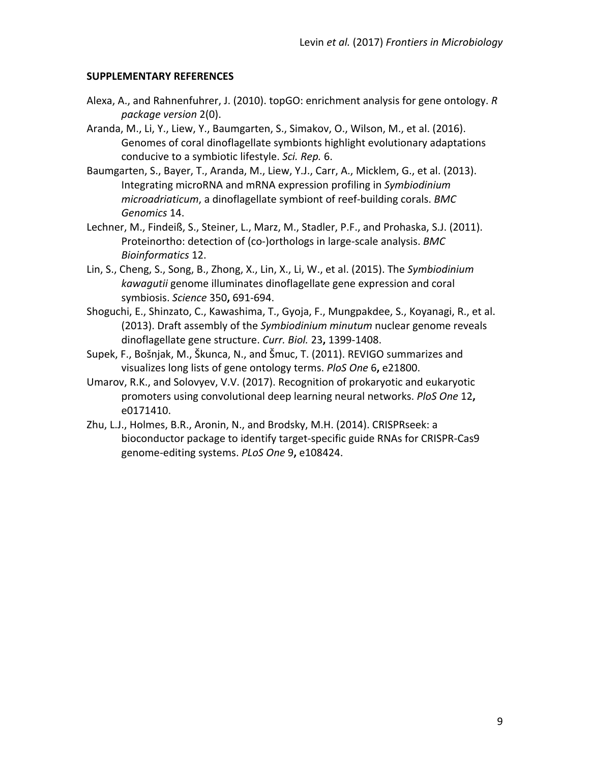**SUPPLEMENTARY REFERENCES**

Alexa, A., and Rahnenfuhrer, J. (2010). topGO: enrichment analysis for gene ontology. *R package version* 2(0).

Aranda, M., Li, Y., Liew, Y., Baumgarten, S., Simakov, O., Wilson, M., et al. (2016). Genomes of coral dinoflagellate symbionts highlight evolutionary adaptations conducive to a symbiotic lifestyle. *Sci. Rep.* 6.

Baumgarten, S., Bayer, T., Aranda, M., Liew, Y.J., Carr, A., Micklem, G., et al. (2013). Integrating microRNA and mRNA expression profiling in *Symbiodinium microadriaticum*, a dinoflagellate symbiont of reef-building corals. *BMC Genomics* 14.

Lechner, M., Findeiß, S., Steiner, L., Marz, M., Stadler, P.F., and Prohaska, S.J. (2011). Proteinortho: detection of (co-)orthologs in large-scale analysis. *BMC Bioinformatics* 12.

Lin, S., Cheng, S., Song, B., Zhong, X., Lin, X., Li, W., et al. (2015). The *Symbiodinium kawagutii* genome illuminates dinoflagellate gene expression and coral symbiosis. *Science* 350**,** 691-694.

Shoguchi, E., Shinzato, C., Kawashima, T., Gyoja, F., Mungpakdee, S., Koyanagi, R., et al. (2013). Draft assembly of the *Symbiodinium minutum* nuclear genome reveals dinoflagellate gene structure. *Curr. Biol.* 23**,** 1399-1408.

Supek, F., Bošnjak, M., Škunca, N., and Šmuc, T. (2011). REVIGO summarizes and visualizes long lists of gene ontology terms. *PloS One* 6**,** e21800.

Umarov, R.K., and Solovyev, V.V. (2017). Recognition of prokaryotic and eukaryotic promoters using convolutional deep learning neural networks. *PloS One* 12**,** e0171410.

Zhu, L.J., Holmes, B.R., Aronin, N., and Brodsky, M.H. (2014). CRISPRseek: a bioconductor package to identify target-specific guide RNAs for CRISPR-Cas9 genome-editing systems. *PLoS One* 9**,** e108424.